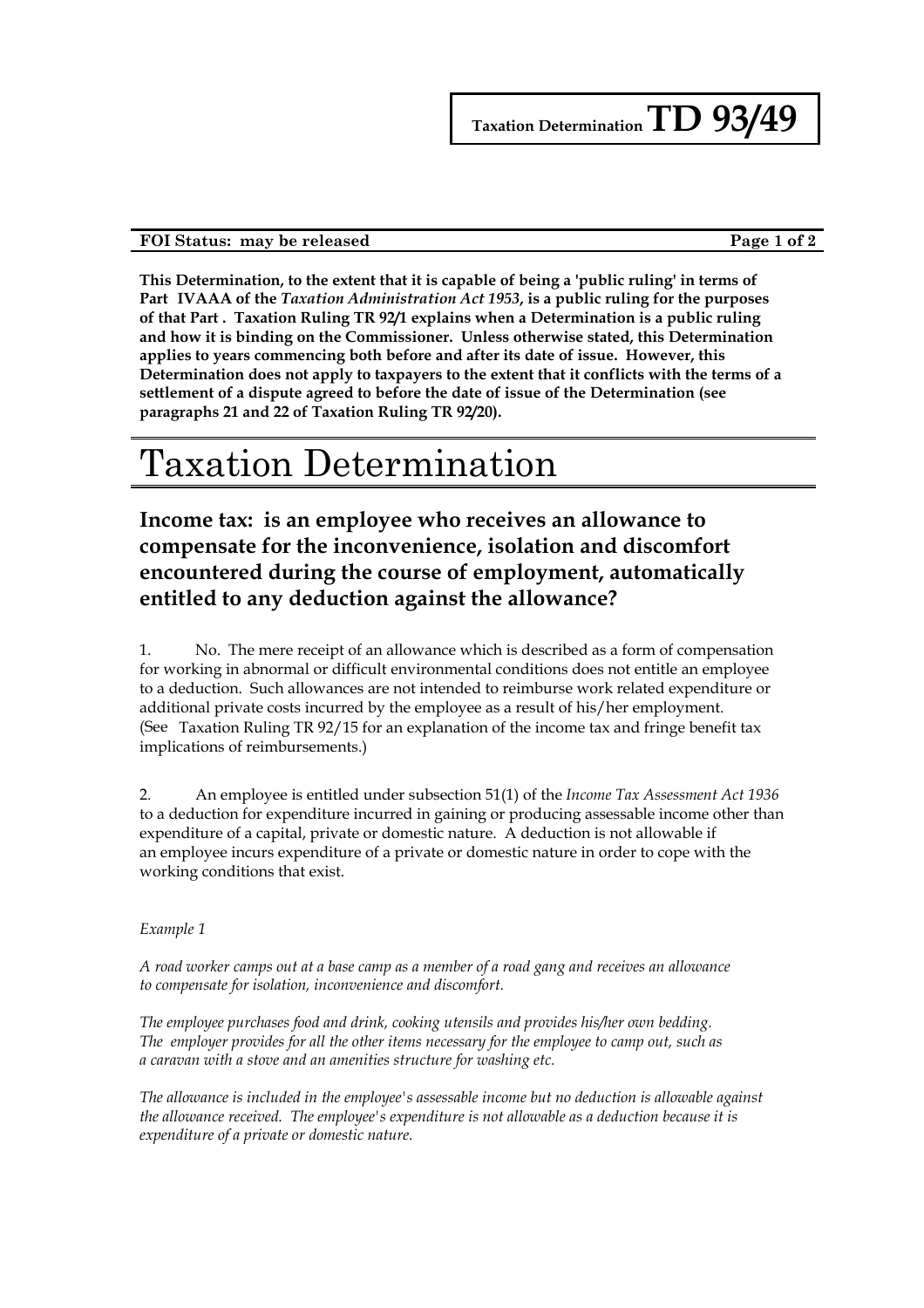**Taxation Determination TD 93/49**

**FOI Status: may be released**

**This Determination, to the extent that it is capable of being a 'public ruling' in terms of Part IVAAA of the *Taxation Administration Act 1953*, is a public ruling for the purposes of that Part . Taxation Ruling TR 92/1 explains when a Determination is a public ruling and how it is binding on the Commissioner. Unless otherwise stated, this Determination applies to years commencing both before and after its date of issue. However, this Determination does not apply to taxpayers to the extent that it conflicts with the terms of a settlement of a dispute agreed to before the date of issue of the Determination (see paragraphs 21 and 22 of Taxation Ruling TR 92/20).**

# Taxation Determination

## Income tax: is an employee who receives an allowance to compensate for the inconvenience, isolation and discomfort encountered during the course of employment, automatically entitled to any deduction against the allowance?

1. No. The mere receipt of an allowance which is described as a form of compensation for working in abnormal or difficult environmental conditions does not entitle an employee to a deduction. Such allowances are not intended to reimburse work related expenditure or additional private costs incurred by the employee as a result of his/her employment. (See Taxation Ruling TR 92/15 for an explanation of the income tax and fringe benefit tax implications of reimbursements.)

2. An employee is entitled under subsection 51(1) of the *Income Tax Assessment Act 1936* to a deduction for expenditure incurred in gaining or producing assessable income other than expenditure of a capital, private or domestic nature. A deduction is not allowable if an employee incurs expenditure of a private or domestic nature in order to cope with the working conditions that exist.

*Example 1*

*A road worker camps out at a base camp as a member of a road gang and receives an allowance to compensate for isolation, inconvenience and discomfort.*

*The employee purchases food and drink, cooking utensils and provides his/her own bedding. The employer provides for all the other items necessary for the employee to camp out, such as a caravan with a stove and an amenities structure for washing etc.*

*The allowance is included in the employee's assessable income but no deduction is allowable against the allowance received. The employee's expenditure is not allowable as a deduction because it is expenditure of a private or domestic nature.*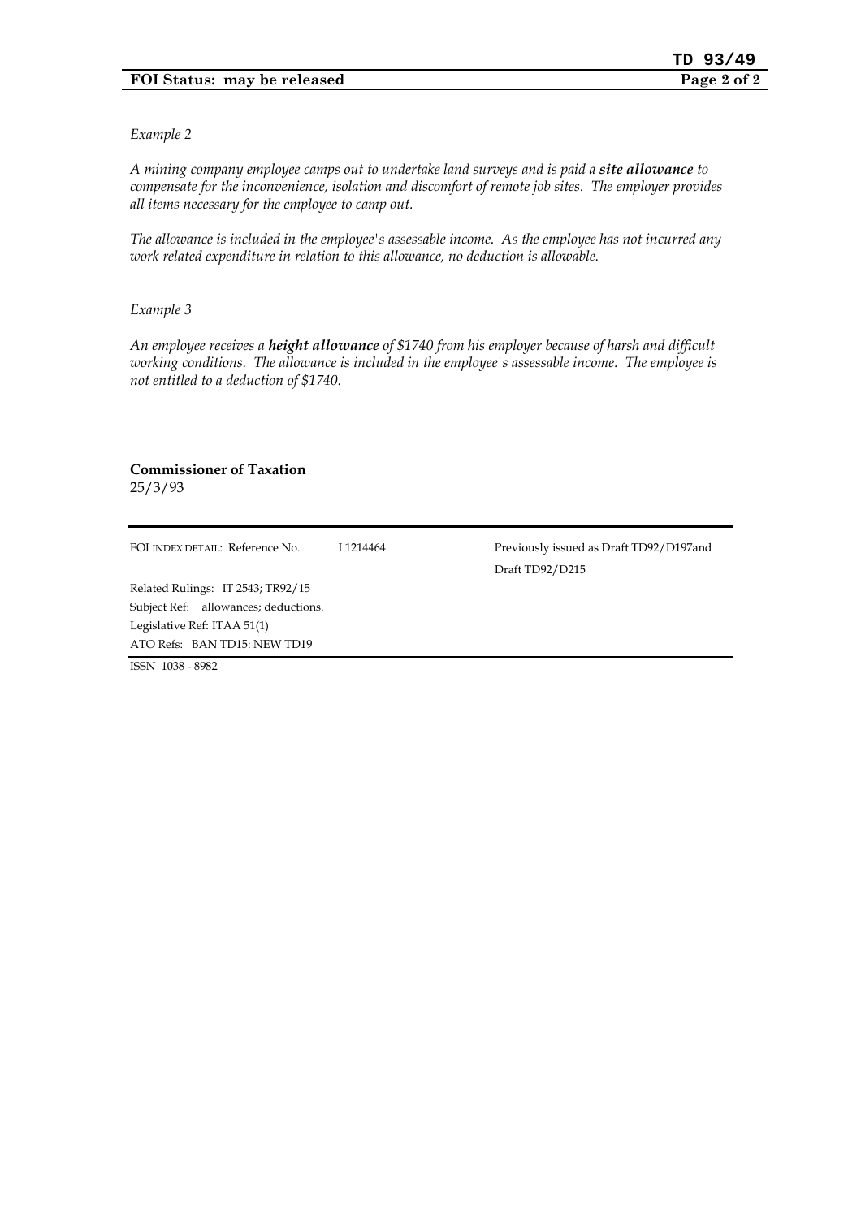*Example 2*

*A mining company employee camps out to undertake land surveys and is paid a **site allowance** to compensate for the inconvenience, isolation and discomfort of remote job sites. The employer provides all items necessary for the employee to camp out.*

*The allowance is included in the employee's assessable income. As the employee has not incurred any work related expenditure in relation to this allowance, no deduction is allowable.*

*Example 3*

*An employee receives a **height allowance** of $1740 from his employer because of harsh and difficult working conditions. The allowance is included in the employee's assessable income. The employee is not entitled to a deduction of $1740.*

**Commissioner of Taxation**
25/3/93

FOI INDEX DETAIL: Reference No. I 1214464

Previously issued as Draft TD92/D197and Draft TD92/D215

Related Rulings: IT 2543; TR92/15

Subject Ref: allowances; deductions.

Legislative Ref: ITAA 51(1)

ATO Refs: BAN TD15: NEW TD19

ISSN 1038 - 8982